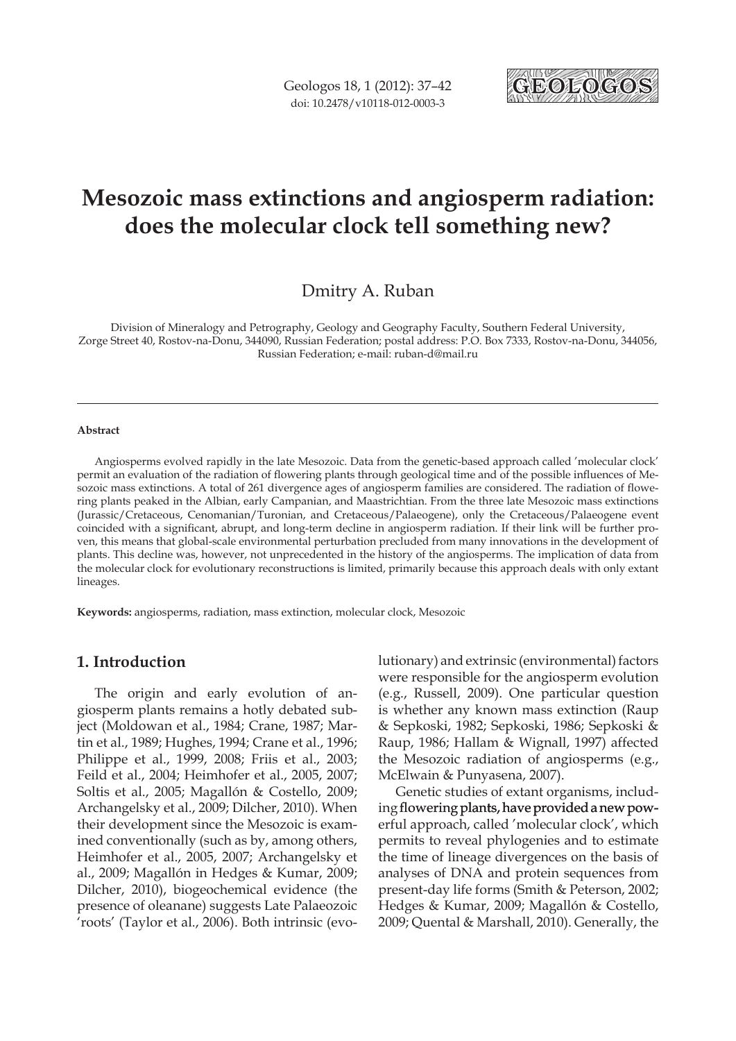# Mesozoic mass extinctions and angiosperm radiation: does the molecular clock tell something new?

Dmitry A. Ruban

Division of Mineralogy and Petrography, Geology and Geography Faculty, Southern Federal University, Zorge Street 40, Rostov-na-Donu, 344090, Russian Federation; postal address: P.O. Box 7333, Rostov-na-Donu, 344056, Russian Federation; e-mail: ruban-d@mail.ru

**Abstract**

Angiosperms evolved rapidly in the late Mesozoic. Data from the genetic-based approach called 'molecular clock' permit an evaluation of the radiation of flowering plants through geological time and of the possible influences of Mesozoic mass extinctions. A total of 261 divergence ages of angiosperm families are considered. The radiation of flowering plants peaked in the Albian, early Campanian, and Maastrichtian. From the three late Mesozoic mass extinctions (Jurassic/Cretaceous, Cenomanian/Turonian, and Cretaceous/Palaeogene), only the Cretaceous/Palaeogene event coincided with a significant, abrupt, and long-term decline in angiosperm radiation. If their link will be further proven, this means that global-scale environmental perturbation precluded from many innovations in the development of plants. This decline was, however, not unprecedented in the history of the angiosperms. The implication of data from the molecular clock for evolutionary reconstructions is limited, primarily because this approach deals with only extant lineages.

**Keywords:** angiosperms, radiation, mass extinction, molecular clock, Mesozoic

## 1. Introduction

The origin and early evolution of angiosperm plants remains a hotly debated subject (Moldowan et al., 1984; Crane, 1987; Martin et al., 1989; Hughes, 1994; Crane et al., 1996; Philippe et al., 1999, 2008; Friis et al., 2003; Feild et al., 2004; Heimhofer et al., 2005, 2007; Soltis et al., 2005; Magallón & Costello, 2009; Archangelsky et al., 2009; Dilcher, 2010). When their development since the Mesozoic is examined conventionally (such as by, among others, Heimhofer et al., 2005, 2007; Archangelsky et al., 2009; Magallón in Hedges & Kumar, 2009; Dilcher, 2010), biogeochemical evidence (the presence of oleanane) suggests Late Palaeozoic 'roots' (Taylor et al., 2006). Both intrinsic (evolutionary) and extrinsic (environmental) factors were responsible for the angiosperm evolution (e.g., Russell, 2009). One particular question is whether any known mass extinction (Raup & Sepkoski, 1982; Sepkoski, 1986; Sepkoski & Raup, 1986; Hallam & Wignall, 1997) affected the Mesozoic radiation of angiosperms (e.g., McElwain & Punyasena, 2007).

Genetic studies of extant organisms, including flowering plants, have provided a new powerful approach, called 'molecular clock', which permits to reveal phylogenies and to estimate the time of lineage divergences on the basis of analyses of DNA and protein sequences from present-day life forms (Smith & Peterson, 2002; Hedges & Kumar, 2009; Magallón & Costello, 2009; Quental & Marshall, 2010). Generally, the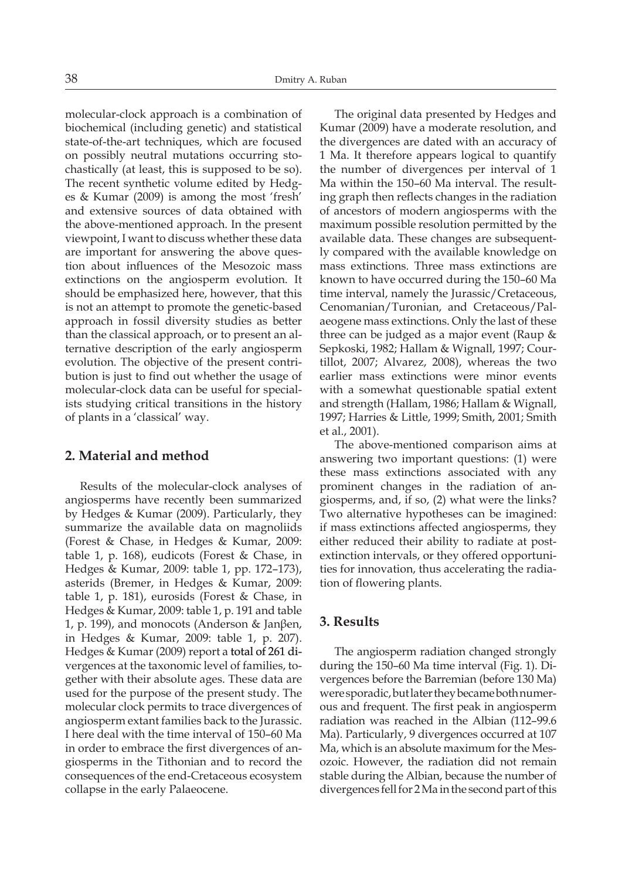molecular-clock approach is a combination of biochemical (including genetic) and statistical state-of-the-art techniques, which are focused on possibly neutral mutations occurring stochastically (at least, this is supposed to be so). The recent synthetic volume edited by Hedges & Kumar (2009) is among the most 'fresh' and extensive sources of data obtained with the above-mentioned approach. In the present viewpoint, I want to discuss whether these data are important for answering the above question about influences of the Mesozoic mass extinctions on the angiosperm evolution. It should be emphasized here, however, that this is not an attempt to promote the genetic-based approach in fossil diversity studies as better than the classical approach, or to present an alternative description of the early angiosperm evolution. The objective of the present contribution is just to find out whether the usage of molecular-clock data can be useful for specialists studying critical transitions in the history of plants in a 'classical' way.

## 2. Material and method

Results of the molecular-clock analyses of angiosperms have recently been summarized by Hedges & Kumar (2009). Particularly, they summarize the available data on magnoliids (Forest & Chase, in Hedges & Kumar, 2009: table 1, p. 168), eudicots (Forest & Chase, in Hedges & Kumar, 2009: table 1, pp. 172–173), asterids (Bremer, in Hedges & Kumar, 2009: table 1, p. 181), eurosids (Forest & Chase, in Hedges & Kumar, 2009: table 1, p. 191 and table 1, p. 199), and monocots (Anderson & Janβen, in Hedges & Kumar, 2009: table 1, p. 207). Hedges & Kumar (2009) report a total of 261 divergences at the taxonomic level of families, together with their absolute ages. These data are used for the purpose of the present study. The molecular clock permits to trace divergences of angiosperm extant families back to the Jurassic. I here deal with the time interval of 150–60 Ma in order to embrace the first divergences of angiosperms in the Tithonian and to record the consequences of the end-Cretaceous ecosystem collapse in the early Palaeocene.

The original data presented by Hedges and Kumar (2009) have a moderate resolution, and the divergences are dated with an accuracy of 1 Ma. It therefore appears logical to quantify the number of divergences per interval of 1 Ma within the 150–60 Ma interval. The resulting graph then reflects changes in the radiation of ancestors of modern angiosperms with the maximum possible resolution permitted by the available data. These changes are subsequently compared with the available knowledge on mass extinctions. Three mass extinctions are known to have occurred during the 150–60 Ma time interval, namely the Jurassic/Cretaceous, Cenomanian/Turonian, and Cretaceous/Palaeogene mass extinctions. Only the last of these three can be judged as a major event (Raup & Sepkoski, 1982; Hallam & Wignall, 1997; Courtillot, 2007; Alvarez, 2008), whereas the two earlier mass extinctions were minor events with a somewhat questionable spatial extent and strength (Hallam, 1986; Hallam & Wignall, 1997; Harries & Little, 1999; Smith, 2001; Smith et al., 2001).

The above-mentioned comparison aims at answering two important questions: (1) were these mass extinctions associated with any prominent changes in the radiation of angiosperms, and, if so, (2) what were the links? Two alternative hypotheses can be imagined: if mass extinctions affected angiosperms, they either reduced their ability to radiate at post-extinction intervals, or they offered opportunities for innovation, thus accelerating the radiation of flowering plants.

## 3. Results

The angiosperm radiation changed strongly during the 150–60 Ma time interval (Fig. 1). Divergences before the Barremian (before 130 Ma) were sporadic, but later they became both numerous and frequent. The first peak in angiosperm radiation was reached in the Albian (112–99.6 Ma). Particularly, 9 divergences occurred at 107 Ma, which is an absolute maximum for the Mesozoic. However, the radiation did not remain stable during the Albian, because the number of divergences fell for 2 Ma in the second part of this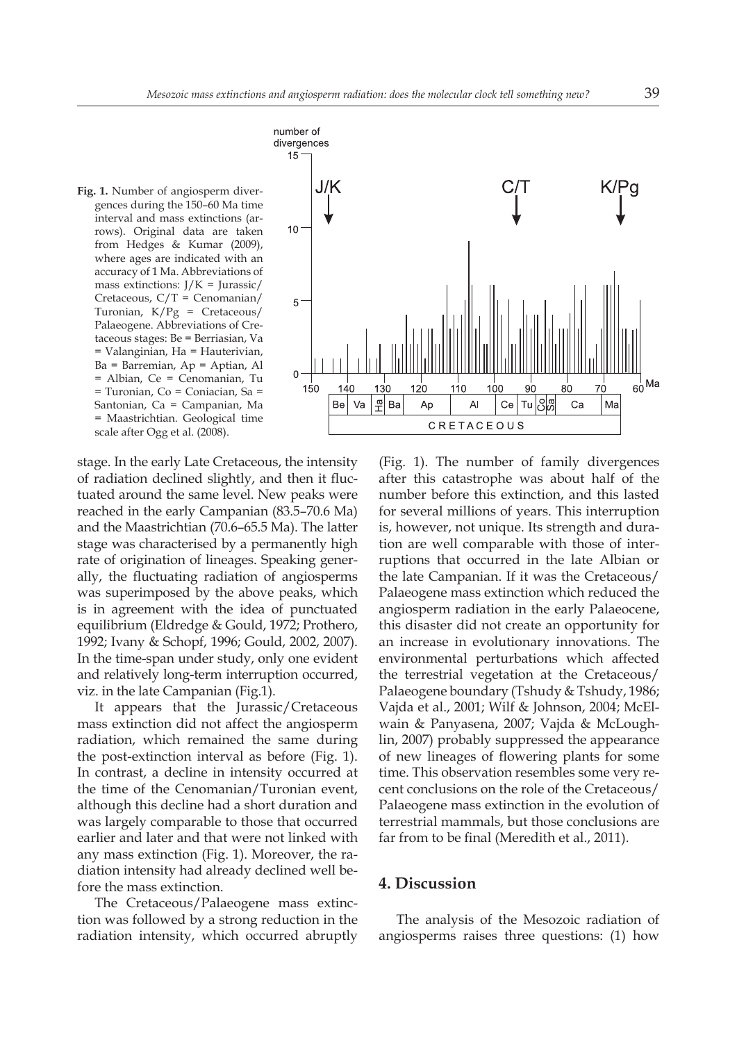**Fig. 1.** Number of angiosperm divergences during the 150–60 Ma time interval and mass extinctions (arrows). Original data are taken from Hedges & Kumar (2009), where ages are indicated with an accuracy of 1 Ma. Abbreviations of mass extinctions: J/K = Jurassic/Cretaceous, C/T = Cenomanian/Turonian, K/Pg = Cretaceous/Palaeogene. Abbreviations of Cretaceous stages: Be = Berriasian, Va = Valanginian, Ha = Hauterivian, Ba = Barremian, Ap = Aptian, Al = Albian, Ce = Cenomanian, Tu = Turonian, Co = Coniacian, Sa = Santonian, Ca = Campanian, Ma = Maastrichtian. Geological time scale after Ogg et al. (2008).

stage. In the early Late Cretaceous, the intensity of radiation declined slightly, and then it fluctuated around the same level. New peaks were reached in the early Campanian (83.5–70.6 Ma) and the Maastrichtian (70.6–65.5 Ma). The latter stage was characterised by a permanently high rate of origination of lineages. Speaking generally, the fluctuating radiation of angiosperms was superimposed by the above peaks, which is in agreement with the idea of punctuated equilibrium (Eldredge & Gould, 1972; Prothero, 1992; Ivany & Schopf, 1996; Gould, 2002, 2007). In the time-span under study, only one evident and relatively long-term interruption occurred, viz. in the late Campanian (Fig.1).

It appears that the Jurassic/Cretaceous mass extinction did not affect the angiosperm radiation, which remained the same during the post-extinction interval as before (Fig. 1). In contrast, a decline in intensity occurred at the time of the Cenomanian/Turonian event, although this decline had a short duration and was largely comparable to those that occurred earlier and later and that were not linked with any mass extinction (Fig. 1). Moreover, the radiation intensity had already declined well before the mass extinction.

The Cretaceous/Palaeogene mass extinction was followed by a strong reduction in the radiation intensity, which occurred abruptly (Fig. 1). The number of family divergences after this catastrophe was about half of the number before this extinction, and this lasted for several millions of years. This interruption is, however, not unique. Its strength and duration are well comparable with those of interruptions that occurred in the late Albian or the late Campanian. If it was the Cretaceous/Palaeogene mass extinction which reduced the angiosperm radiation in the early Palaeocene, this disaster did not create an opportunity for an increase in evolutionary innovations. The environmental perturbations which affected the terrestrial vegetation at the Cretaceous/Palaeogene boundary (Tshudy & Tshudy, 1986; Vajda et al., 2001; Wilf & Johnson, 2004; McElwain & Panyasena, 2007; Vajda & McLoughlin, 2007) probably suppressed the appearance of new lineages of flowering plants for some time. This observation resembles some very recent conclusions on the role of the Cretaceous/Palaeogene mass extinction in the evolution of terrestrial mammals, but those conclusions are far from to be final (Meredith et al., 2011).

## 4. Discussion

The analysis of the Mesozoic radiation of angiosperms raises three questions: (1) how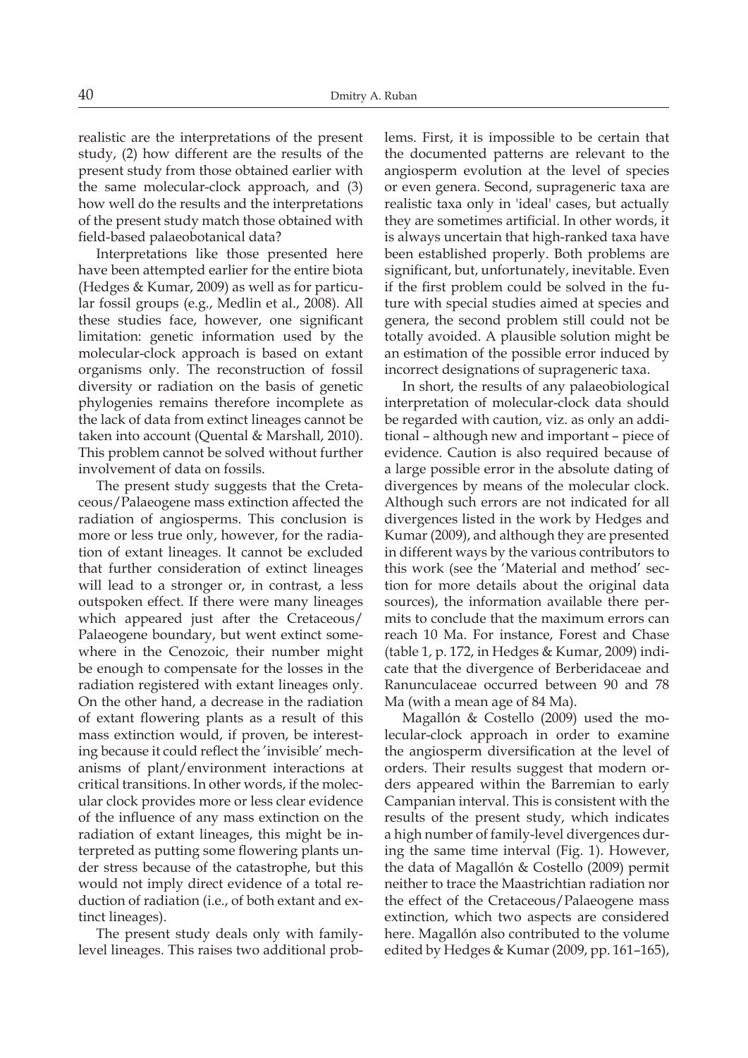realistic are the interpretations of the present study, (2) how different are the results of the present study from those obtained earlier with the same molecular-clock approach, and (3) how well do the results and the interpretations of the present study match those obtained with field-based palaeobotanical data?

Interpretations like those presented here have been attempted earlier for the entire biota (Hedges & Kumar, 2009) as well as for particular fossil groups (e.g., Medlin et al., 2008). All these studies face, however, one significant limitation: genetic information used by the molecular-clock approach is based on extant organisms only. The reconstruction of fossil diversity or radiation on the basis of genetic phylogenies remains therefore incomplete as the lack of data from extinct lineages cannot be taken into account (Quental & Marshall, 2010). This problem cannot be solved without further involvement of data on fossils.

The present study suggests that the Cretaceous/Palaeogene mass extinction affected the radiation of angiosperms. This conclusion is more or less true only, however, for the radiation of extant lineages. It cannot be excluded that further consideration of extinct lineages will lead to a stronger or, in contrast, a less outspoken effect. If there were many lineages which appeared just after the Cretaceous/Palaeogene boundary, but went extinct somewhere in the Cenozoic, their number might be enough to compensate for the losses in the radiation registered with extant lineages only. On the other hand, a decrease in the radiation of extant flowering plants as a result of this mass extinction would, if proven, be interesting because it could reflect the 'invisible' mechanisms of plant/environment interactions at critical transitions. In other words, if the molecular clock provides more or less clear evidence of the influence of any mass extinction on the radiation of extant lineages, this might be interpreted as putting some flowering plants under stress because of the catastrophe, but this would not imply direct evidence of a total reduction of radiation (i.e., of both extant and extinct lineages).

The present study deals only with family-level lineages. This raises two additional problems. First, it is impossible to be certain that the documented patterns are relevant to the angiosperm evolution at the level of species or even genera. Second, suprageneric taxa are realistic taxa only in 'ideal' cases, but actually they are sometimes artificial. In other words, it is always uncertain that high-ranked taxa have been established properly. Both problems are significant, but, unfortunately, inevitable. Even if the first problem could be solved in the future with special studies aimed at species and genera, the second problem still could not be totally avoided. A plausible solution might be an estimation of the possible error induced by incorrect designations of suprageneric taxa.

In short, the results of any palaeobiological interpretation of molecular-clock data should be regarded with caution, viz. as only an additional – although new and important – piece of evidence. Caution is also required because of a large possible error in the absolute dating of divergences by means of the molecular clock. Although such errors are not indicated for all divergences listed in the work by Hedges and Kumar (2009), and although they are presented in different ways by the various contributors to this work (see the 'Material and method' section for more details about the original data sources), the information available there permits to conclude that the maximum errors can reach 10 Ma. For instance, Forest and Chase (table 1, p. 172, in Hedges & Kumar, 2009) indicate that the divergence of Berberidaceae and Ranunculaceae occurred between 90 and 78 Ma (with a mean age of 84 Ma).

Magallón & Costello (2009) used the molecular-clock approach in order to examine the angiosperm diversification at the level of orders. Their results suggest that modern orders appeared within the Barremian to early Campanian interval. This is consistent with the results of the present study, which indicates a high number of family-level divergences during the same time interval (Fig. 1). However, the data of Magallón & Costello (2009) permit neither to trace the Maastrichtian radiation nor the effect of the Cretaceous/Palaeogene mass extinction, which two aspects are considered here. Magallón also contributed to the volume edited by Hedges & Kumar (2009, pp. 161–165),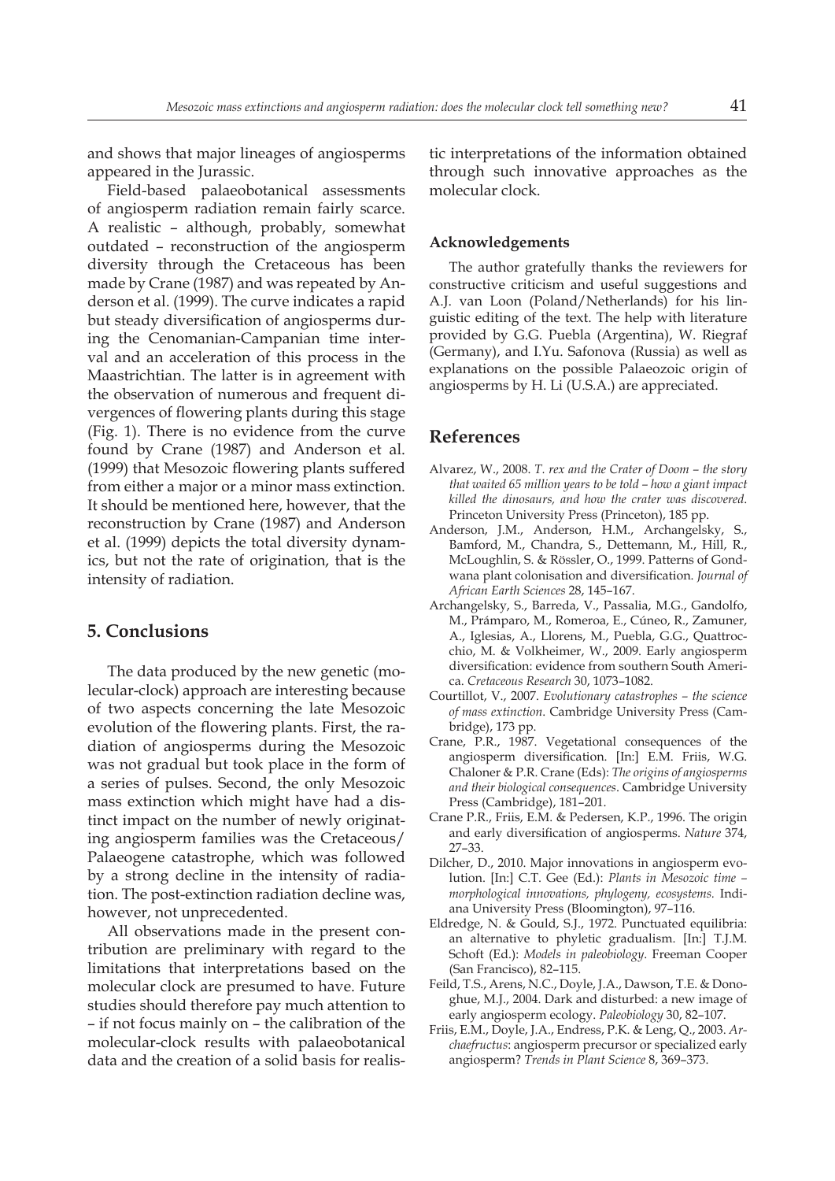and shows that major lineages of angiosperms appeared in the Jurassic.

Field-based palaeobotanical assessments of angiosperm radiation remain fairly scarce. A realistic – although, probably, somewhat outdated – reconstruction of the angiosperm diversity through the Cretaceous has been made by Crane (1987) and was repeated by Anderson et al. (1999). The curve indicates a rapid but steady diversification of angiosperms during the Cenomanian-Campanian time interval and an acceleration of this process in the Maastrichtian. The latter is in agreement with the observation of numerous and frequent divergences of flowering plants during this stage (Fig. 1). There is no evidence from the curve found by Crane (1987) and Anderson et al. (1999) that Mesozoic flowering plants suffered from either a major or a minor mass extinction. It should be mentioned here, however, that the reconstruction by Crane (1987) and Anderson et al. (1999) depicts the total diversity dynamics, but not the rate of origination, that is the intensity of radiation.

## 5. Conclusions

The data produced by the new genetic (molecular-clock) approach are interesting because of two aspects concerning the late Mesozoic evolution of the flowering plants. First, the radiation of angiosperms during the Mesozoic was not gradual but took place in the form of a series of pulses. Second, the only Mesozoic mass extinction which might have had a distinct impact on the number of newly originating angiosperm families was the Cretaceous/Palaeogene catastrophe, which was followed by a strong decline in the intensity of radiation. The post-extinction radiation decline was, however, not unprecedented.

All observations made in the present contribution are preliminary with regard to the limitations that interpretations based on the molecular clock are presumed to have. Future studies should therefore pay much attention to – if not focus mainly on – the calibration of the molecular-clock results with palaeobotanical data and the creation of a solid basis for realistic interpretations of the information obtained through such innovative approaches as the molecular clock.

### Acknowledgements

The author gratefully thanks the reviewers for constructive criticism and useful suggestions and A.J. van Loon (Poland/Netherlands) for his linguistic editing of the text. The help with literature provided by G.G. Puebla (Argentina), W. Riegraf (Germany), and I.Yu. Safonova (Russia) as well as explanations on the possible Palaeozoic origin of angiosperms by H. Li (U.S.A.) are appreciated.

## References

Alvarez, W., 2008. *T. rex and the Crater of Doom – the story that waited 65 million years to be told – how a giant impact killed the dinosaurs, and how the crater was discovered*. Princeton University Press (Princeton), 185 pp.

Anderson, J.M., Anderson, H.M., Archangelsky, S., Bamford, M., Chandra, S., Dettemann, M., Hill, R., McLoughlin, S. & Rössler, O., 1999. Patterns of Gondwana plant colonisation and diversification. *Journal of African Earth Sciences* 28, 145–167.

Archangelsky, S., Barreda, V., Passalia, M.G., Gandolfo, M., Prámparo, M., Romeroa, E., Cúneo, R., Zamuner, A., Iglesias, A., Llorens, M., Puebla, G.G., Quattrocchio, M. & Volkheimer, W., 2009. Early angiosperm diversification: evidence from southern South America. *Cretaceous Research* 30, 1073–1082.

Courtillot, V., 2007. *Evolutionary catastrophes – the science of mass extinction*. Cambridge University Press (Cambridge), 173 pp.

Crane, P.R., 1987. Vegetational consequences of the angiosperm diversification. [In:] E.M. Friis, W.G. Chaloner & P.R. Crane (Eds): *The origins of angiosperms and their biological consequences*. Cambridge University Press (Cambridge), 181–201.

Crane P.R., Friis, E.M. & Pedersen, K.P., 1996. The origin and early diversification of angiosperms. *Nature* 374, 27–33.

Dilcher, D., 2010. Major innovations in angiosperm evolution. [In:] C.T. Gee (Ed.): *Plants in Mesozoic time – morphological innovations, phylogeny, ecosystems*. Indiana University Press (Bloomington), 97–116.

Eldredge, N. & Gould, S.J., 1972. Punctuated equilibria: an alternative to phyletic gradualism. [In:] T.J.M. Schoft (Ed.): *Models in paleobiology*. Freeman Cooper (San Francisco), 82–115.

Feild, T.S., Arens, N.C., Doyle, J.A., Dawson, T.E. & Donoghue, M.J., 2004. Dark and disturbed: a new image of early angiosperm ecology. *Paleobiology* 30, 82–107.

Friis, E.M., Doyle, J.A., Endress, P.K. & Leng, Q., 2003. *Archaefructus*: angiosperm precursor or specialized early angiosperm? *Trends in Plant Science* 8, 369–373.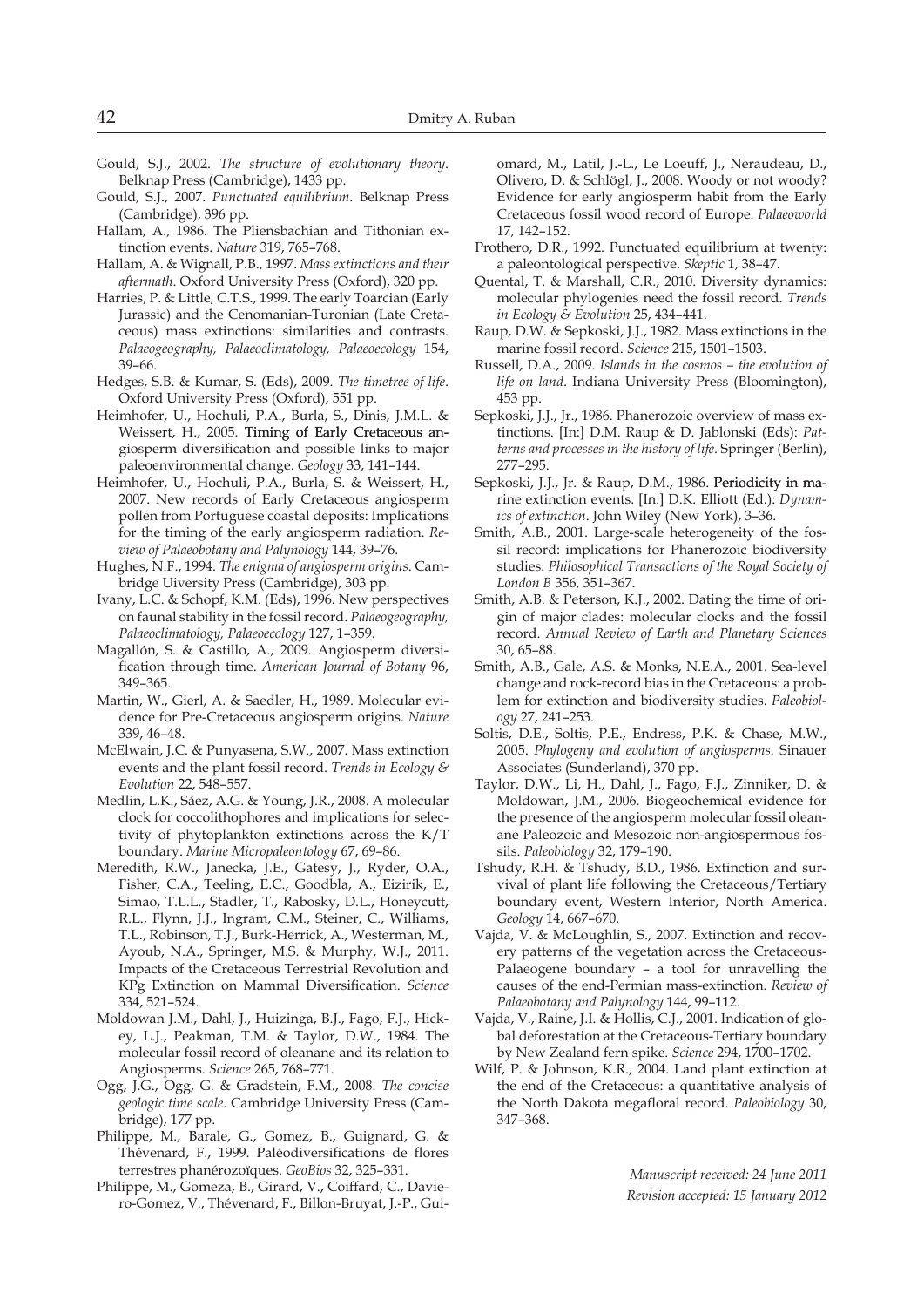Gould, S.J., 2002. *The structure of evolutionary theory*. Belknap Press (Cambridge), 1433 pp.

Gould, S.J., 2007. *Punctuated equilibrium*. Belknap Press (Cambridge), 396 pp.

Hallam, A., 1986. The Pliensbachian and Tithonian extinction events. *Nature* 319, 765–768.

Hallam, A. & Wignall, P.B., 1997. *Mass extinctions and their aftermath*. Oxford University Press (Oxford), 320 pp.

Harries, P. & Little, C.T.S., 1999. The early Toarcian (Early Jurassic) and the Cenomanian-Turonian (Late Cretaceous) mass extinctions: similarities and contrasts. *Palaeogeography, Palaeoclimatology, Palaeoecology* 154, 39–66.

Hedges, S.B. & Kumar, S. (Eds), 2009. *The timetree of life*. Oxford University Press (Oxford), 551 pp.

Heimhofer, U., Hochuli, P.A., Burla, S., Dinis, J.M.L. & Weissert, H., 2005. Timing of Early Cretaceous angiosperm diversification and possible links to major paleoenvironmental change. *Geology* 33, 141–144.

Heimhofer, U., Hochuli, P.A., Burla, S. & Weissert, H., 2007. New records of Early Cretaceous angiosperm pollen from Portuguese coastal deposits: Implications for the timing of the early angiosperm radiation. *Review of Palaeobotany and Palynology* 144, 39–76.

Hughes, N.F., 1994. *The enigma of angiosperm origins*. Cambridge Uiversity Press (Cambridge), 303 pp.

Ivany, L.C. & Schopf, K.M. (Eds), 1996. New perspectives on faunal stability in the fossil record. *Palaeogeography, Palaeoclimatology, Palaeoecology* 127, 1–359.

Magallón, S. & Castillo, A., 2009. Angiosperm diversification through time. *American Journal of Botany* 96, 349–365.

Martin, W., Gierl, A. & Saedler, H., 1989. Molecular evidence for Pre-Cretaceous angiosperm origins. *Nature* 339, 46–48.

McElwain, J.C. & Punyasena, S.W., 2007. Mass extinction events and the plant fossil record. *Trends in Ecology & Evolution* 22, 548–557.

Medlin, L.K., Sáez, A.G. & Young, J.R., 2008. A molecular clock for coccolithophores and implications for selectivity of phytoplankton extinctions across the K/T boundary. *Marine Micropaleontology* 67, 69–86.

Meredith, R.W., Janecka, J.E., Gatesy, J., Ryder, O.A., Fisher, C.A., Teeling, E.C., Goodbla, A., Eizirik, E., Simao, T.L.L., Stadler, T., Rabosky, D.L., Honeycutt, R.L., Flynn, J.J., Ingram, C.M., Steiner, C., Williams, T.L., Robinson, T.J., Burk-Herrick, A., Westerman, M., Ayoub, N.A., Springer, M.S. & Murphy, W.J., 2011. Impacts of the Cretaceous Terrestrial Revolution and KPg Extinction on Mammal Diversification. *Science* 334, 521–524.

Moldowan J.M., Dahl, J., Huizinga, B.J., Fago, F.J., Hickey, L.J., Peakman, T.M. & Taylor, D.W., 1984. The molecular fossil record of oleanane and its relation to Angiosperms. *Science* 265, 768–771.

Ogg, J.G., Ogg, G. & Gradstein, F.M., 2008. *The concise geologic time scale*. Cambridge University Press (Cambridge), 177 pp.

Philippe, M., Barale, G., Gomez, B., Guignard, G. & Thévenard, F., 1999. Paléodiversifications de flores terrestres phanérozoïques. *GeoBios* 32, 325–331.

Philippe, M., Gomeza, B., Girard, V., Coiffard, C., Daviero-Gomez, V., Thévenard, F., Billon-Bruyat, J.-P., Guiomard, M., Latil, J.-L., Le Loeuff, J., Neraudeau, D., Olivero, D. & Schlögl, J., 2008. Woody or not woody? Evidence for early angiosperm habit from the Early Cretaceous fossil wood record of Europe. *Palaeoworld* 17, 142–152.

Prothero, D.R., 1992. Punctuated equilibrium at twenty: a paleontological perspective. *Skeptic* 1, 38–47.

Quental, T. & Marshall, C.R., 2010. Diversity dynamics: molecular phylogenies need the fossil record. *Trends in Ecology & Evolution* 25, 434–441.

Raup, D.W. & Sepkoski, J.J., 1982. Mass extinctions in the marine fossil record. *Science* 215, 1501–1503.

Russell, D.A., 2009. *Islands in the cosmos – the evolution of life on land*. Indiana University Press (Bloomington), 453 pp.

Sepkoski, J.J., Jr., 1986. Phanerozoic overview of mass extinctions. [In:] D.M. Raup & D. Jablonski (Eds): *Patterns and processes in the history of life*. Springer (Berlin), 277–295.

Sepkoski, J.J., Jr. & Raup, D.M., 1986. Periodicity in marine extinction events. [In:] D.K. Elliott (Ed.): *Dynamics of extinction*. John Wiley (New York), 3–36.

Smith, A.B., 2001. Large-scale heterogeneity of the fossil record: implications for Phanerozoic biodiversity studies. *Philosophical Transactions of the Royal Society of London B* 356, 351–367.

Smith, A.B. & Peterson, K.J., 2002. Dating the time of origin of major clades: molecular clocks and the fossil record. *Annual Review of Earth and Planetary Sciences* 30, 65–88.

Smith, A.B., Gale, A.S. & Monks, N.E.A., 2001. Sea-level change and rock-record bias in the Cretaceous: a problem for extinction and biodiversity studies. *Paleobiology* 27, 241–253.

Soltis, D.E., Soltis, P.E., Endress, P.K. & Chase, M.W., 2005. *Phylogeny and evolution of angiosperms*. Sinauer Associates (Sunderland), 370 pp.

Taylor, D.W., Li, H., Dahl, J., Fago, F.J., Zinniker, D. & Moldowan, J.M., 2006. Biogeochemical evidence for the presence of the angiosperm molecular fossil oleanane Paleozoic and Mesozoic non-angiospermous fossils. *Paleobiology* 32, 179–190.

Tshudy, R.H. & Tshudy, B.D., 1986. Extinction and survival of plant life following the Cretaceous/Tertiary boundary event, Western Interior, North America. *Geology* 14, 667–670.

Vajda, V. & McLoughlin, S., 2007. Extinction and recovery patterns of the vegetation across the Cretaceous-Palaeogene boundary – a tool for unravelling the causes of the end-Permian mass-extinction. *Review of Palaeobotany and Palynology* 144, 99–112.

Vajda, V., Raine, J.I. & Hollis, C.J., 2001. Indication of global deforestation at the Cretaceous-Tertiary boundary by New Zealand fern spike. *Science* 294, 1700–1702.

Wilf, P. & Johnson, K.R., 2004. Land plant extinction at the end of the Cretaceous: a quantitative analysis of the North Dakota megafloral record. *Paleobiology* 30, 347–368.

*Manuscript received: 24 June 2011*
*Revision accepted: 15 January 2012*